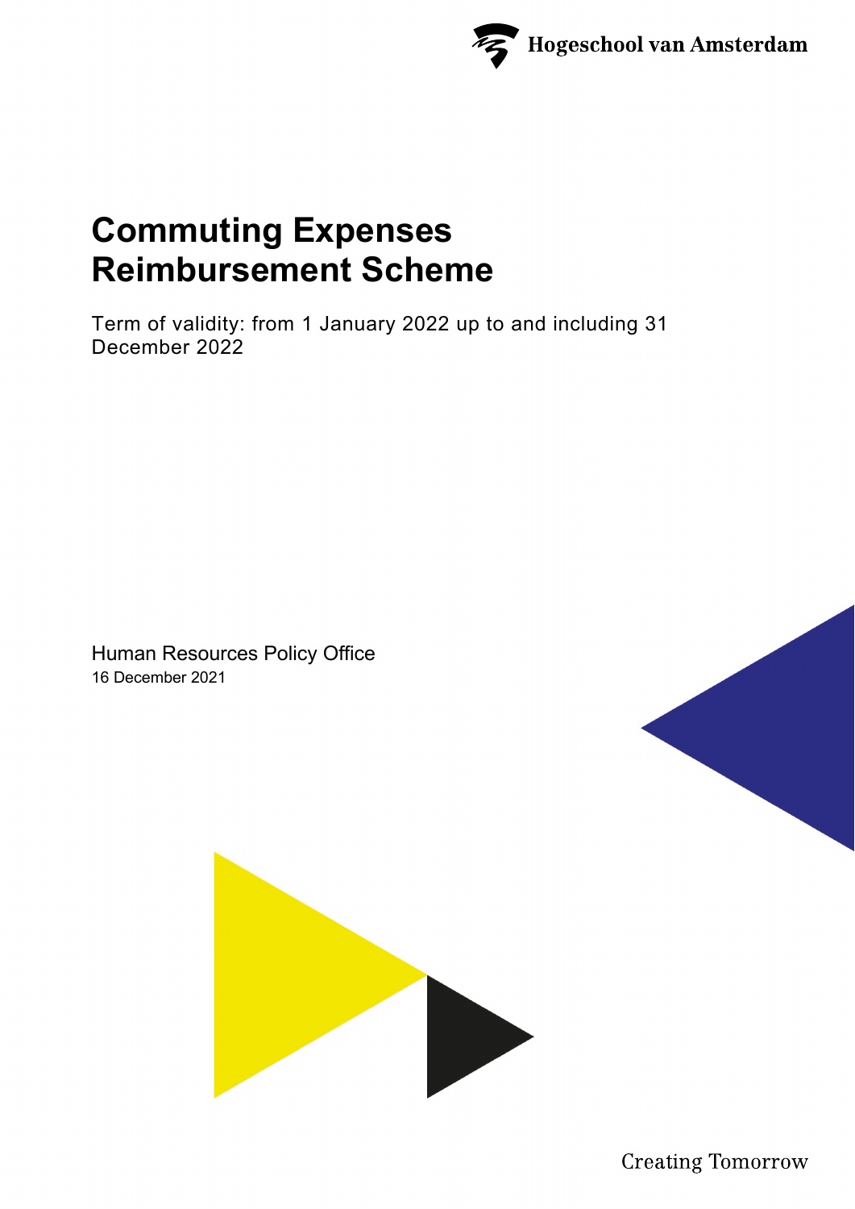Hogeschool van Amsterdam

# Commuting Expenses Reimbursement Scheme

Term of validity: from 1 January 2022 up to and including 31 December 2022

Human Resources Policy Office
16 December 2021

Creating Tomorrow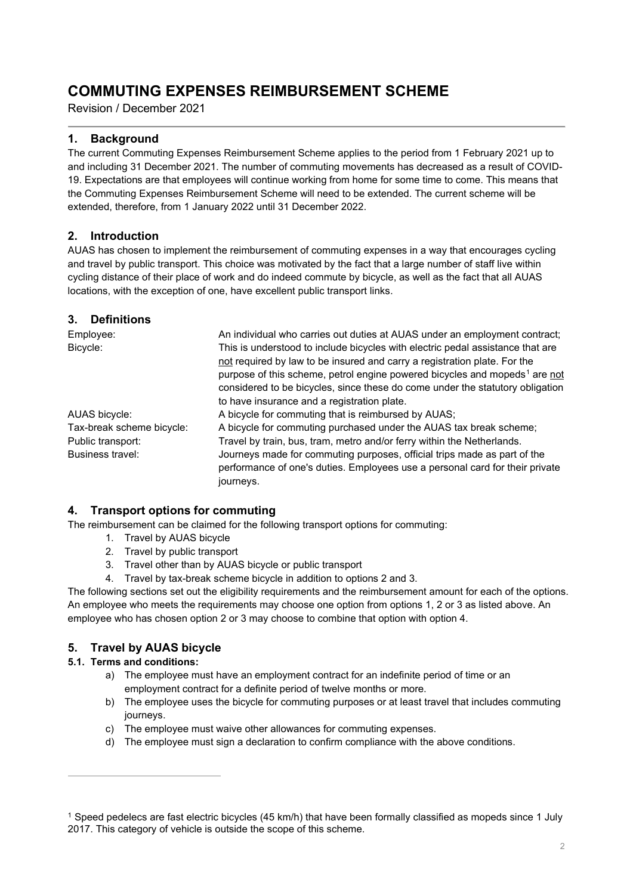# COMMUTING EXPENSES REIMBURSEMENT SCHEME

Revision / December 2021

## 1. Background

The current Commuting Expenses Reimbursement Scheme applies to the period from 1 February 2021 up to and including 31 December 2021. The number of commuting movements has decreased as a result of COVID-19. Expectations are that employees will continue working from home for some time to come. This means that the Commuting Expenses Reimbursement Scheme will need to be extended. The current scheme will be extended, therefore, from 1 January 2022 until 31 December 2022.

## 2. Introduction

AUAS has chosen to implement the reimbursement of commuting expenses in a way that encourages cycling and travel by public transport. This choice was motivated by the fact that a large number of staff live within cycling distance of their place of work and do indeed commute by bicycle, as well as the fact that all AUAS locations, with the exception of one, have excellent public transport links.

## 3. Definitions

| | |
|---|---|
| Employee: | An individual who carries out duties at AUAS under an employment contract; |
| Bicycle: | This is understood to include bicycles with electric pedal assistance that are not required by law to be insured and carry a registration plate. For the purpose of this scheme, petrol engine powered bicycles and mopeds[1] are not considered to be bicycles, since these do come under the statutory obligation to have insurance and a registration plate. |
| AUAS bicycle: | A bicycle for commuting that is reimbursed by AUAS; |
| Tax-break scheme bicycle: | A bicycle for commuting purchased under the AUAS tax break scheme; |
| Public transport: | Travel by train, bus, tram, metro and/or ferry within the Netherlands. |
| Business travel: | Journeys made for commuting purposes, official trips made as part of the performance of one's duties. Employees use a personal card for their private journeys. |

## 4. Transport options for commuting

The reimbursement can be claimed for the following transport options for commuting:

1. Travel by AUAS bicycle
2. Travel by public transport
3. Travel other than by AUAS bicycle or public transport
4. Travel by tax-break scheme bicycle in addition to options 2 and 3.

The following sections set out the eligibility requirements and the reimbursement amount for each of the options. An employee who meets the requirements may choose one option from options 1, 2 or 3 as listed above. An employee who has chosen option 2 or 3 may choose to combine that option with option 4.

## 5. Travel by AUAS bicycle

### 5.1. Terms and conditions:

a) The employee must have an employment contract for an indefinite period of time or an employment contract for a definite period of twelve months or more.

b) The employee uses the bicycle for commuting purposes or at least travel that includes commuting journeys.

c) The employee must waive other allowances for commuting expenses.

d) The employee must sign a declaration to confirm compliance with the above conditions.

---

[1] Speed pedelecs are fast electric bicycles (45 km/h) that have been formally classified as mopeds since 1 July 2017. This category of vehicle is outside the scope of this scheme.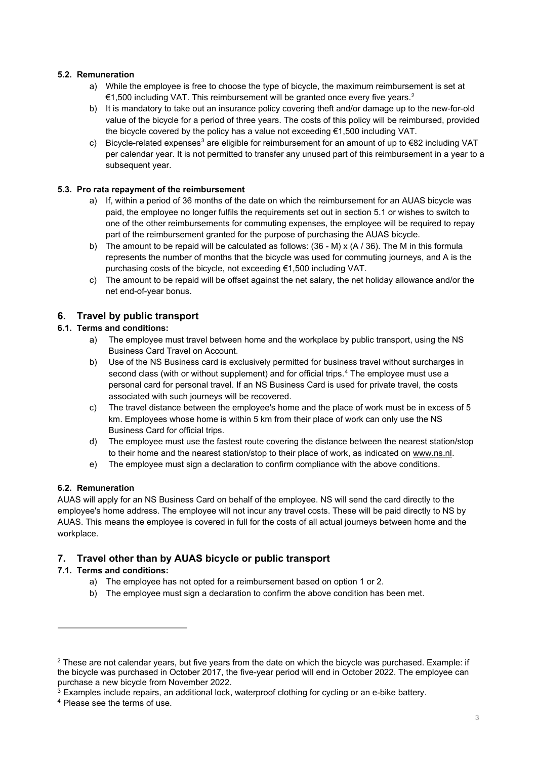### 5.2. Remuneration

a) While the employee is free to choose the type of bicycle, the maximum reimbursement is set at €1,500 including VAT. This reimbursement will be granted once every five years.[2]

b) It is mandatory to take out an insurance policy covering theft and/or damage up to the new-for-old value of the bicycle for a period of three years. The costs of this policy will be reimbursed, provided the bicycle covered by the policy has a value not exceeding €1,500 including VAT.

c) Bicycle-related expenses[3] are eligible for reimbursement for an amount of up to €82 including VAT per calendar year. It is not permitted to transfer any unused part of this reimbursement in a year to a subsequent year.

### 5.3. Pro rata repayment of the reimbursement

a) If, within a period of 36 months of the date on which the reimbursement for an AUAS bicycle was paid, the employee no longer fulfils the requirements set out in section 5.1 or wishes to switch to one of the other reimbursements for commuting expenses, the employee will be required to repay part of the reimbursement granted for the purpose of purchasing the AUAS bicycle.

b) The amount to be repaid will be calculated as follows: $(36 - M) \times (A / 36)$. The M in this formula represents the number of months that the bicycle was used for commuting journeys, and A is the purchasing costs of the bicycle, not exceeding €1,500 including VAT.

c) The amount to be repaid will be offset against the net salary, the net holiday allowance and/or the net end-of-year bonus.

## 6. Travel by public transport

### 6.1. Terms and conditions:

a) The employee must travel between home and the workplace by public transport, using the NS Business Card Travel on Account.

b) Use of the NS Business card is exclusively permitted for business travel without surcharges in second class (with or without supplement) and for official trips.[4] The employee must use a personal card for personal travel. If an NS Business Card is used for private travel, the costs associated with such journeys will be recovered.

c) The travel distance between the employee's home and the place of work must be in excess of 5 km. Employees whose home is within 5 km from their place of work can only use the NS Business Card for official trips.

d) The employee must use the fastest route covering the distance between the nearest station/stop to their home and the nearest station/stop to their place of work, as indicated on www.ns.nl.

e) The employee must sign a declaration to confirm compliance with the above conditions.

### 6.2. Remuneration

AUAS will apply for an NS Business Card on behalf of the employee. NS will send the card directly to the employee's home address. The employee will not incur any travel costs. These will be paid directly to NS by AUAS. This means the employee is covered in full for the costs of all actual journeys between home and the workplace.

## 7. Travel other than by AUAS bicycle or public transport

### 7.1. Terms and conditions:

a) The employee has not opted for a reimbursement based on option 1 or 2.

b) The employee must sign a declaration to confirm the above condition has been met.

---

[2] These are not calendar years, but five years from the date on which the bicycle was purchased. Example: if the bicycle was purchased in October 2017, the five-year period will end in October 2022. The employee can purchase a new bicycle from November 2022.

[3] Examples include repairs, an additional lock, waterproof clothing for cycling or an e-bike battery.

[4] Please see the terms of use.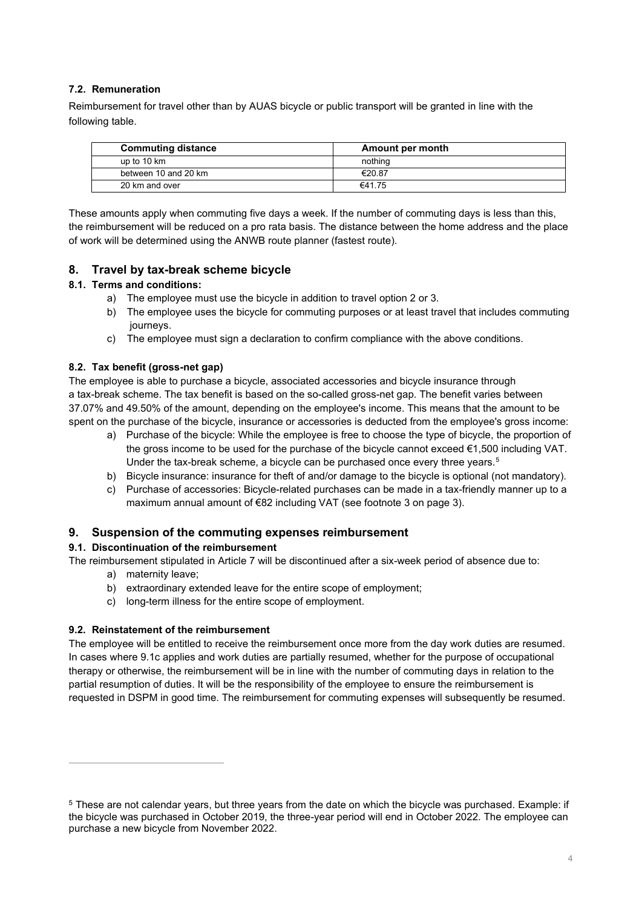### 7.2. Remuneration

Reimbursement for travel other than by AUAS bicycle or public transport will be granted in line with the following table.

| Commuting distance | Amount per month |
| --- | --- |
| up to 10 km | nothing |
| between 10 and 20 km | €20.87 |
| 20 km and over | €41.75 |

These amounts apply when commuting five days a week. If the number of commuting days is less than this, the reimbursement will be reduced on a pro rata basis. The distance between the home address and the place of work will be determined using the ANWB route planner (fastest route).

## 8. Travel by tax-break scheme bicycle

### 8.1. Terms and conditions:

a) The employee must use the bicycle in addition to travel option 2 or 3.
b) The employee uses the bicycle for commuting purposes or at least travel that includes commuting journeys.
c) The employee must sign a declaration to confirm compliance with the above conditions.

### 8.2. Tax benefit (gross-net gap)

The employee is able to purchase a bicycle, associated accessories and bicycle insurance through a tax-break scheme. The tax benefit is based on the so-called gross-net gap. The benefit varies between 37.07% and 49.50% of the amount, depending on the employee's income. This means that the amount to be spent on the purchase of the bicycle, insurance or accessories is deducted from the employee's gross income:

a) Purchase of the bicycle: While the employee is free to choose the type of bicycle, the proportion of the gross income to be used for the purchase of the bicycle cannot exceed €1,500 including VAT. Under the tax-break scheme, a bicycle can be purchased once every three years.[5]
b) Bicycle insurance: insurance for theft of and/or damage to the bicycle is optional (not mandatory).
c) Purchase of accessories: Bicycle-related purchases can be made in a tax-friendly manner up to a maximum annual amount of €82 including VAT (see footnote 3 on page 3).

## 9. Suspension of the commuting expenses reimbursement

### 9.1. Discontinuation of the reimbursement

The reimbursement stipulated in Article 7 will be discontinued after a six-week period of absence due to:

a) maternity leave;
b) extraordinary extended leave for the entire scope of employment;
c) long-term illness for the entire scope of employment.

### 9.2. Reinstatement of the reimbursement

The employee will be entitled to receive the reimbursement once more from the day work duties are resumed. In cases where 9.1c applies and work duties are partially resumed, whether for the purpose of occupational therapy or otherwise, the reimbursement will be in line with the number of commuting days in relation to the partial resumption of duties. It will be the responsibility of the employee to ensure the reimbursement is requested in DSPM in good time. The reimbursement for commuting expenses will subsequently be resumed.

---

[5] These are not calendar years, but three years from the date on which the bicycle was purchased. Example: if the bicycle was purchased in October 2019, the three-year period will end in October 2022. The employee can purchase a new bicycle from November 2022.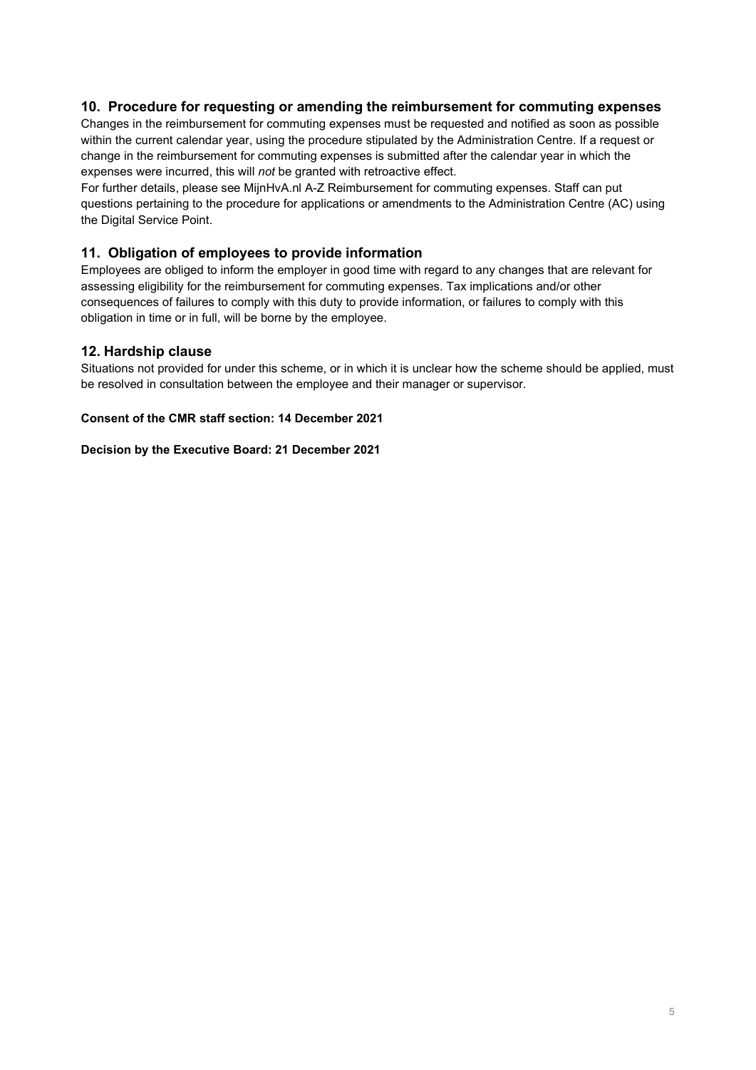## 10. Procedure for requesting or amending the reimbursement for commuting expenses

Changes in the reimbursement for commuting expenses must be requested and notified as soon as possible within the current calendar year, using the procedure stipulated by the Administration Centre. If a request or change in the reimbursement for commuting expenses is submitted after the calendar year in which the expenses were incurred, this will *not* be granted with retroactive effect.

For further details, please see MijnHvA.nl A-Z Reimbursement for commuting expenses. Staff can put questions pertaining to the procedure for applications or amendments to the Administration Centre (AC) using the Digital Service Point.

## 11. Obligation of employees to provide information

Employees are obliged to inform the employer in good time with regard to any changes that are relevant for assessing eligibility for the reimbursement for commuting expenses. Tax implications and/or other consequences of failures to comply with this duty to provide information, or failures to comply with this obligation in time or in full, will be borne by the employee.

## 12. Hardship clause

Situations not provided for under this scheme, or in which it is unclear how the scheme should be applied, must be resolved in consultation between the employee and their manager or supervisor.

**Consent of the CMR staff section: 14 December 2021**

**Decision by the Executive Board: 21 December 2021**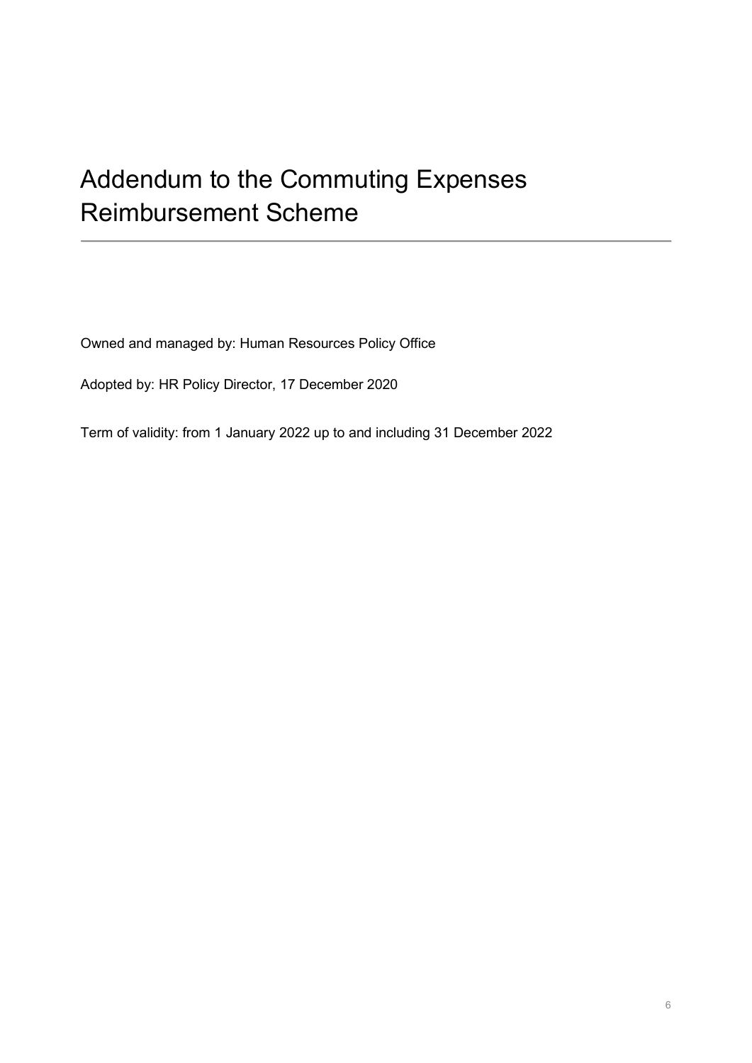# Addendum to the Commuting Expenses Reimbursement Scheme

Owned and managed by: Human Resources Policy Office

Adopted by: HR Policy Director, 17 December 2020

Term of validity: from 1 January 2022 up to and including 31 December 2022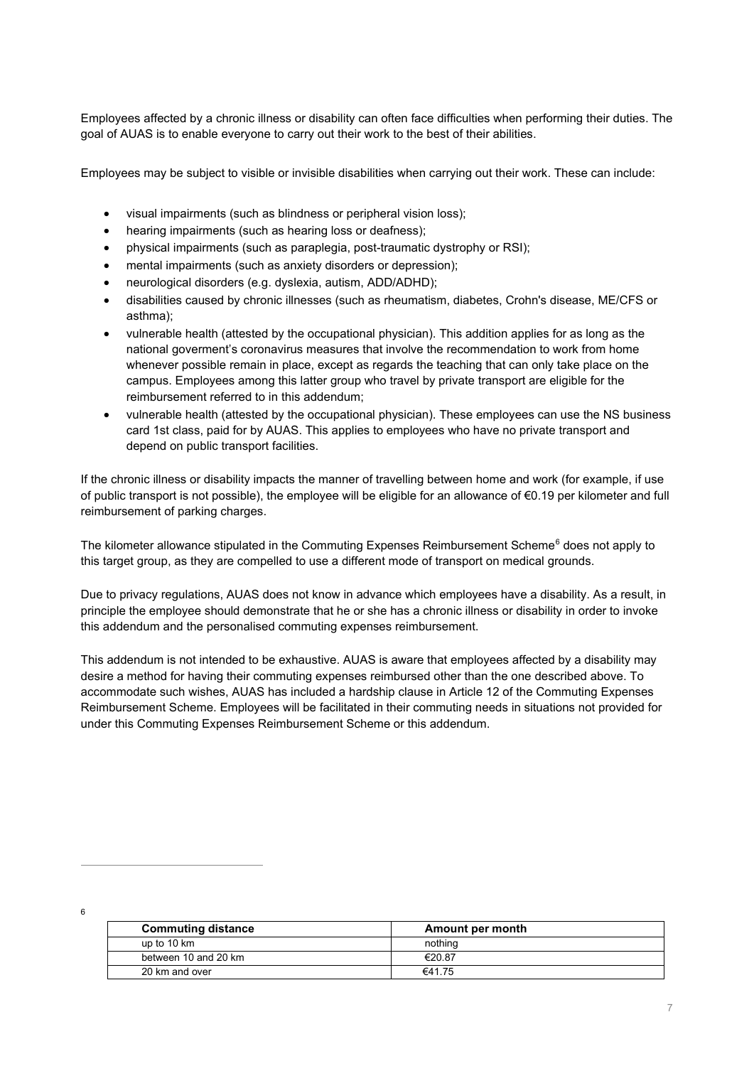Employees affected by a chronic illness or disability can often face difficulties when performing their duties. The goal of AUAS is to enable everyone to carry out their work to the best of their abilities.

Employees may be subject to visible or invisible disabilities when carrying out their work. These can include:

- visual impairments (such as blindness or peripheral vision loss);
- hearing impairments (such as hearing loss or deafness);
- physical impairments (such as paraplegia, post-traumatic dystrophy or RSI);
- mental impairments (such as anxiety disorders or depression);
- neurological disorders (e.g. dyslexia, autism, ADD/ADHD);
- disabilities caused by chronic illnesses (such as rheumatism, diabetes, Crohn's disease, ME/CFS or asthma);
- vulnerable health (attested by the occupational physician). This addition applies for as long as the national goverment's coronavirus measures that involve the recommendation to work from home whenever possible remain in place, except as regards the teaching that can only take place on the campus. Employees among this latter group who travel by private transport are eligible for the reimbursement referred to in this addendum;
- vulnerable health (attested by the occupational physician). These employees can use the NS business card 1st class, paid for by AUAS. This applies to employees who have no private transport and depend on public transport facilities.

If the chronic illness or disability impacts the manner of travelling between home and work (for example, if use of public transport is not possible), the employee will be eligible for an allowance of €0.19 per kilometer and full reimbursement of parking charges.

The kilometer allowance stipulated in the Commuting Expenses Reimbursement Scheme[6] does not apply to this target group, as they are compelled to use a different mode of transport on medical grounds.

Due to privacy regulations, AUAS does not know in advance which employees have a disability. As a result, in principle the employee should demonstrate that he or she has a chronic illness or disability in order to invoke this addendum and the personalised commuting expenses reimbursement.

This addendum is not intended to be exhaustive. AUAS is aware that employees affected by a disability may desire a method for having their commuting expenses reimbursed other than the one described above. To accommodate such wishes, AUAS has included a hardship clause in Article 12 of the Commuting Expenses Reimbursement Scheme. Employees will be facilitated in their commuting needs in situations not provided for under this Commuting Expenses Reimbursement Scheme or this addendum.

---

[6]

| Commuting distance | Amount per month |
|---|---|
| up to 10 km | nothing |
| between 10 and 20 km | €20.87 |
| 20 km and over | €41.75 |